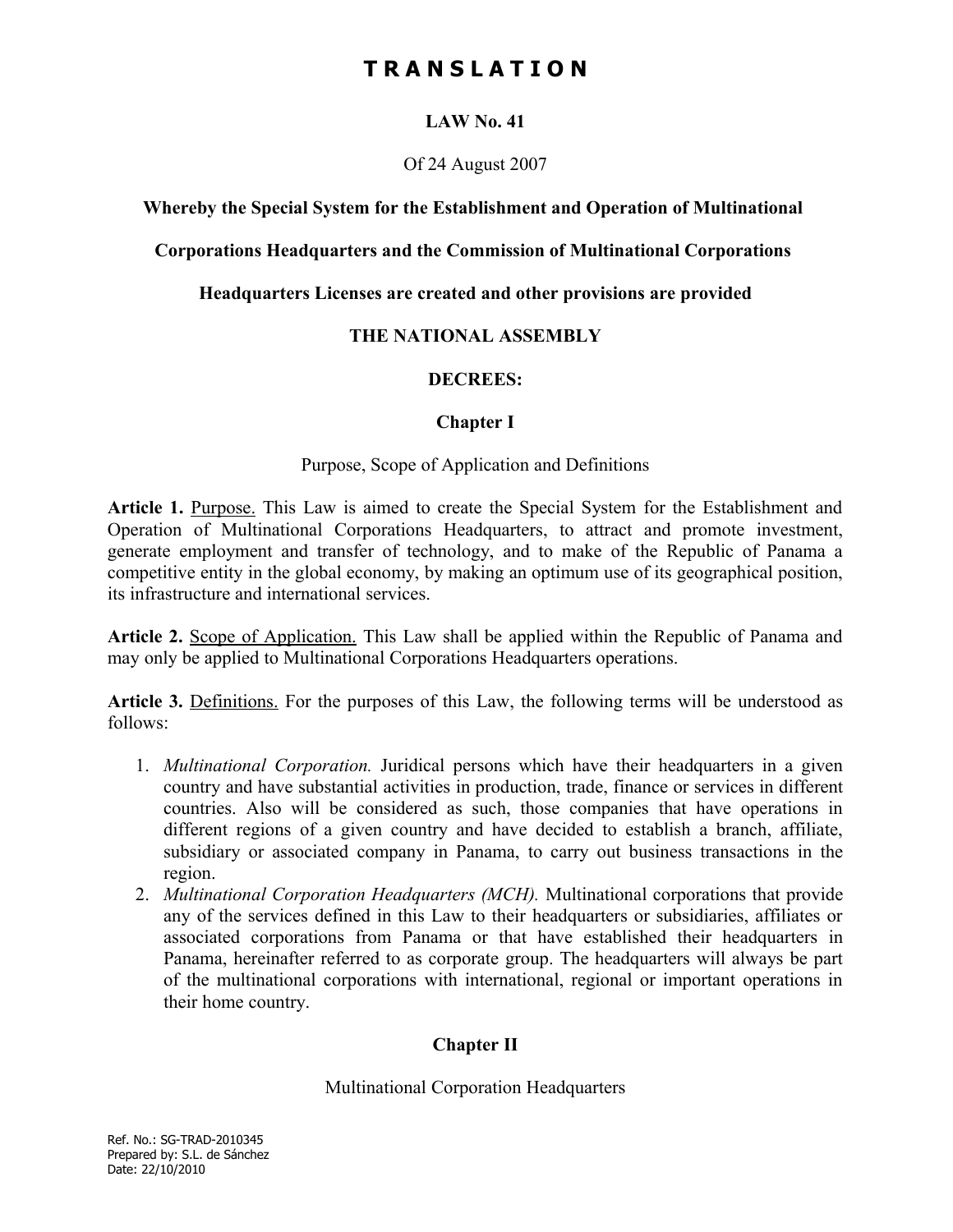# T R A N S L A T I O N

## LAW No. 41

Of 24 August 2007

**Whereby the Special System for the Establishment and Operation of Multinational Corporations Headquarters and the Commission of Multinational Corporations Headquarters Licenses are created and other provisions are provided**

**THE NATIONAL ASSEMBLY**

**DECREES:**

## Chapter I

Purpose, Scope of Application and Definitions

**Article 1.** Purpose. This Law is aimed to create the Special System for the Establishment and Operation of Multinational Corporations Headquarters, to attract and promote investment, generate employment and transfer of technology, and to make of the Republic of Panama a competitive entity in the global economy, by making an optimum use of its geographical position, its infrastructure and international services.

**Article 2.** Scope of Application. This Law shall be applied within the Republic of Panama and may only be applied to Multinational Corporations Headquarters operations.

**Article 3.** Definitions. For the purposes of this Law, the following terms will be understood as follows:

1. *Multinational Corporation.* Juridical persons which have their headquarters in a given country and have substantial activities in production, trade, finance or services in different countries. Also will be considered as such, those companies that have operations in different regions of a given country and have decided to establish a branch, affiliate, subsidiary or associated company in Panama, to carry out business transactions in the region.
2. *Multinational Corporation Headquarters (MCH).* Multinational corporations that provide any of the services defined in this Law to their headquarters or subsidiaries, affiliates or associated corporations from Panama or that have established their headquarters in Panama, hereinafter referred to as corporate group. The headquarters will always be part of the multinational corporations with international, regional or important operations in their home country.

## Chapter II

Multinational Corporation Headquarters

Ref. No.: SG-TRAD-2010345
Prepared by: S.L. de Sánchez
Date: 22/10/2010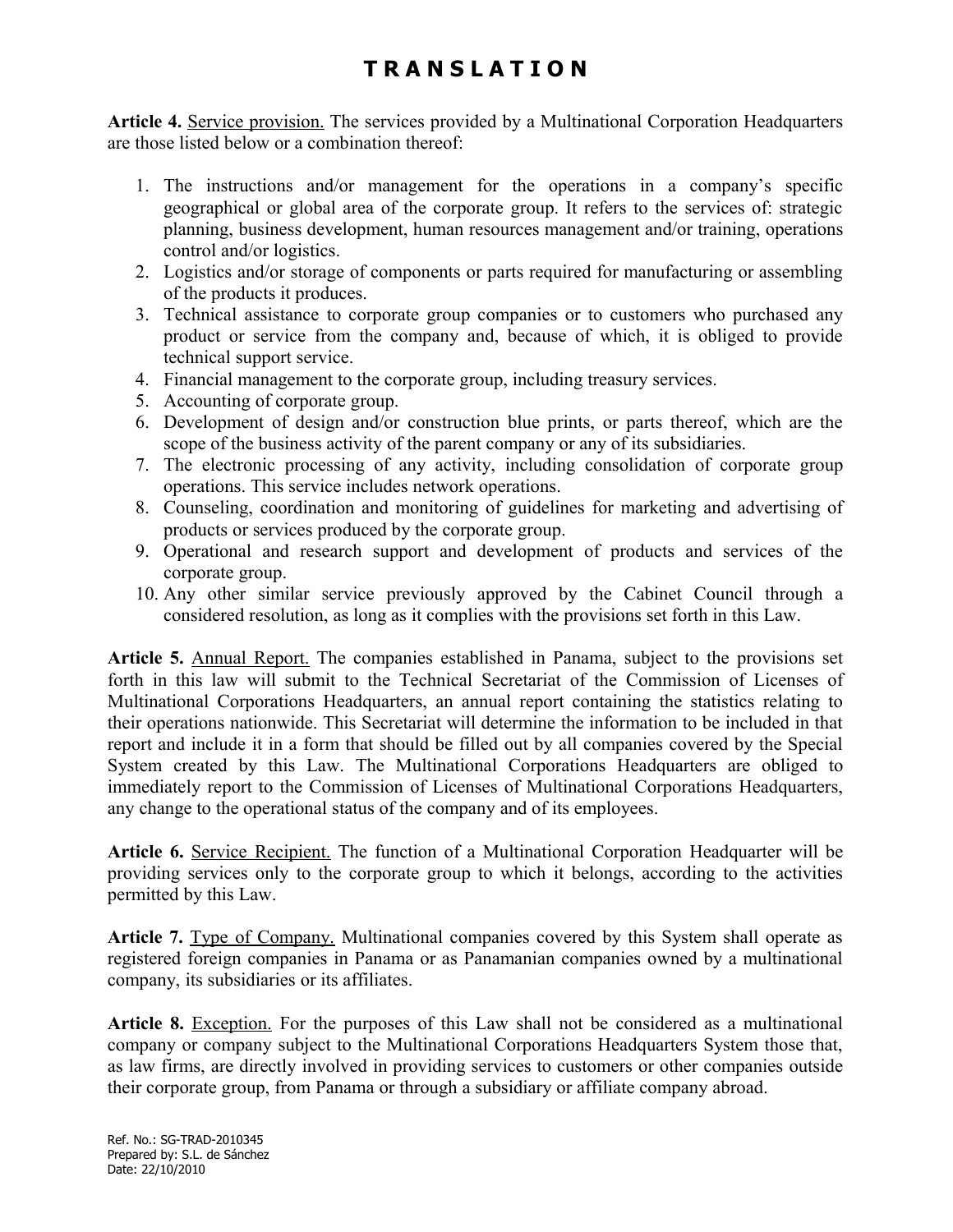# T R A N S L A T I O N

**Article 4.** Service provision. The services provided by a Multinational Corporation Headquarters are those listed below or a combination thereof:

1. The instructions and/or management for the operations in a company's specific geographical or global area of the corporate group. It refers to the services of: strategic planning, business development, human resources management and/or training, operations control and/or logistics.
2. Logistics and/or storage of components or parts required for manufacturing or assembling of the products it produces.
3. Technical assistance to corporate group companies or to customers who purchased any product or service from the company and, because of which, it is obliged to provide technical support service.
4. Financial management to the corporate group, including treasury services.
5. Accounting of corporate group.
6. Development of design and/or construction blue prints, or parts thereof, which are the scope of the business activity of the parent company or any of its subsidiaries.
7. The electronic processing of any activity, including consolidation of corporate group operations. This service includes network operations.
8. Counseling, coordination and monitoring of guidelines for marketing and advertising of products or services produced by the corporate group.
9. Operational and research support and development of products and services of the corporate group.
10. Any other similar service previously approved by the Cabinet Council through a considered resolution, as long as it complies with the provisions set forth in this Law.

**Article 5.** Annual Report. The companies established in Panama, subject to the provisions set forth in this law will submit to the Technical Secretariat of the Commission of Licenses of Multinational Corporations Headquarters, an annual report containing the statistics relating to their operations nationwide. This Secretariat will determine the information to be included in that report and include it in a form that should be filled out by all companies covered by the Special System created by this Law. The Multinational Corporations Headquarters are obliged to immediately report to the Commission of Licenses of Multinational Corporations Headquarters, any change to the operational status of the company and of its employees.

**Article 6.** Service Recipient. The function of a Multinational Corporation Headquarter will be providing services only to the corporate group to which it belongs, according to the activities permitted by this Law.

**Article 7.** Type of Company. Multinational companies covered by this System shall operate as registered foreign companies in Panama or as Panamanian companies owned by a multinational company, its subsidiaries or its affiliates.

**Article 8.** Exception. For the purposes of this Law shall not be considered as a multinational company or company subject to the Multinational Corporations Headquarters System those that, as law firms, are directly involved in providing services to customers or other companies outside their corporate group, from Panama or through a subsidiary or affiliate company abroad.

Ref. No.: SG-TRAD-2010345
Prepared by: S.L. de Sánchez
Date: 22/10/2010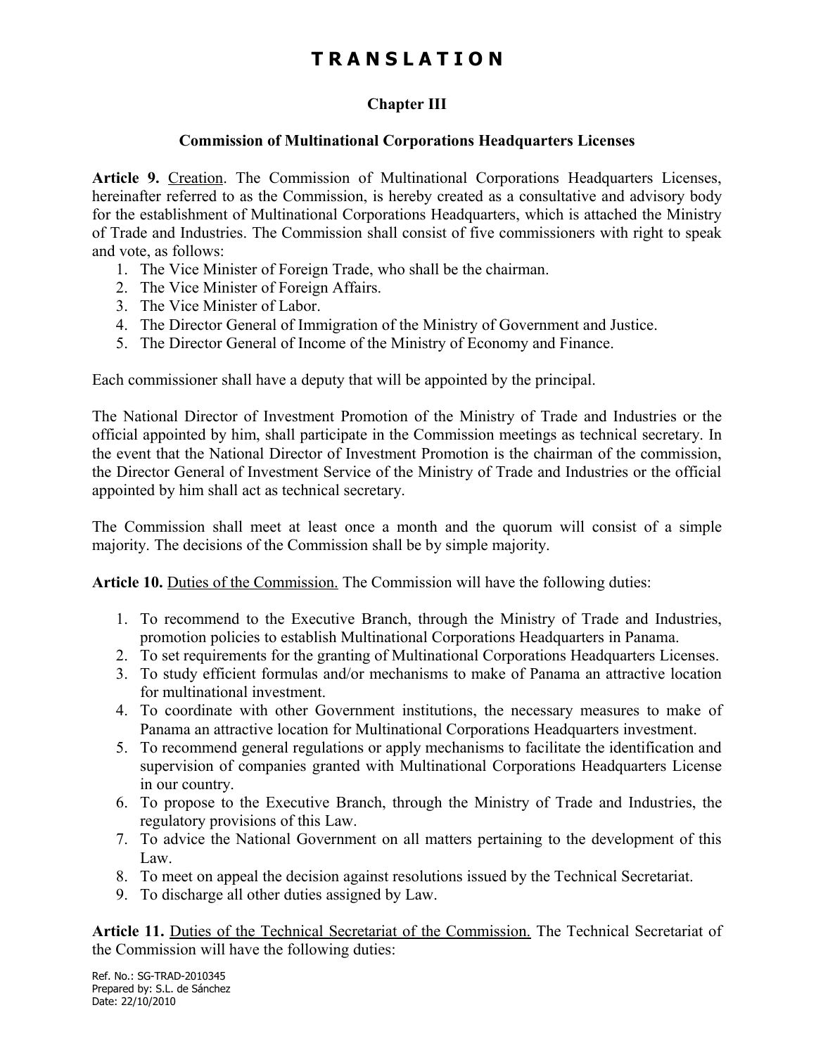# TRANSLATION

## Chapter III

### Commission of Multinational Corporations Headquarters Licenses

**Article 9.** Creation. The Commission of Multinational Corporations Headquarters Licenses, hereinafter referred to as the Commission, is hereby created as a consultative and advisory body for the establishment of Multinational Corporations Headquarters, which is attached the Ministry of Trade and Industries. The Commission shall consist of five commissioners with right to speak and vote, as follows:

1. The Vice Minister of Foreign Trade, who shall be the chairman.
2. The Vice Minister of Foreign Affairs.
3. The Vice Minister of Labor.
4. The Director General of Immigration of the Ministry of Government and Justice.
5. The Director General of Income of the Ministry of Economy and Finance.

Each commissioner shall have a deputy that will be appointed by the principal.

The National Director of Investment Promotion of the Ministry of Trade and Industries or the official appointed by him, shall participate in the Commission meetings as technical secretary. In the event that the National Director of Investment Promotion is the chairman of the commission, the Director General of Investment Service of the Ministry of Trade and Industries or the official appointed by him shall act as technical secretary.

The Commission shall meet at least once a month and the quorum will consist of a simple majority. The decisions of the Commission shall be by simple majority.

**Article 10.** Duties of the Commission. The Commission will have the following duties:

1. To recommend to the Executive Branch, through the Ministry of Trade and Industries, promotion policies to establish Multinational Corporations Headquarters in Panama.
2. To set requirements for the granting of Multinational Corporations Headquarters Licenses.
3. To study efficient formulas and/or mechanisms to make of Panama an attractive location for multinational investment.
4. To coordinate with other Government institutions, the necessary measures to make of Panama an attractive location for Multinational Corporations Headquarters investment.
5. To recommend general regulations or apply mechanisms to facilitate the identification and supervision of companies granted with Multinational Corporations Headquarters License in our country.
6. To propose to the Executive Branch, through the Ministry of Trade and Industries, the regulatory provisions of this Law.
7. To advice the National Government on all matters pertaining to the development of this Law.
8. To meet on appeal the decision against resolutions issued by the Technical Secretariat.
9. To discharge all other duties assigned by Law.

**Article 11.** Duties of the Technical Secretariat of the Commission. The Technical Secretariat of the Commission will have the following duties:

Ref. No.: SG-TRAD-2010345
Prepared by: S.L. de Sánchez
Date: 22/10/2010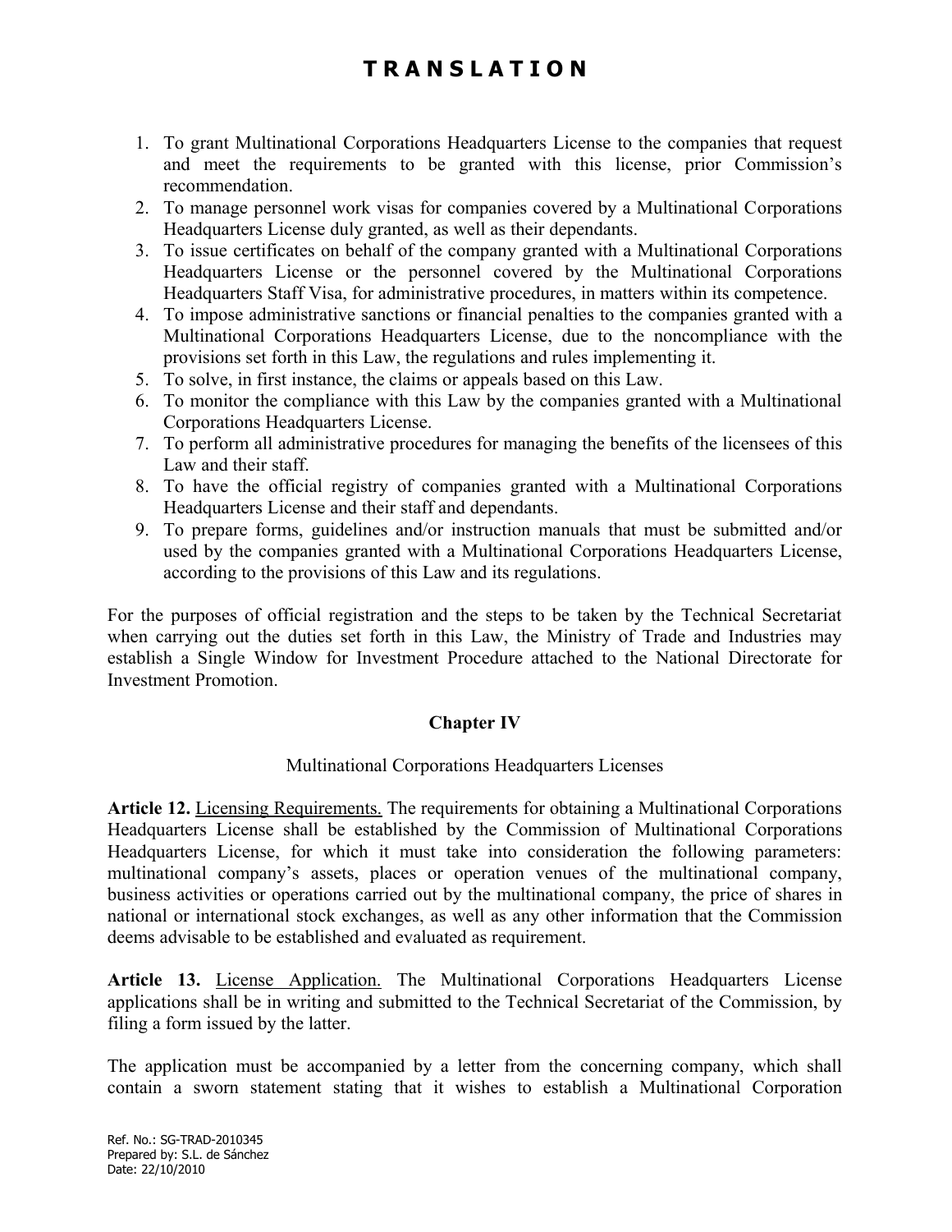1. To grant Multinational Corporations Headquarters License to the companies that request and meet the requirements to be granted with this license, prior Commission's recommendation.
2. To manage personnel work visas for companies covered by a Multinational Corporations Headquarters License duly granted, as well as their dependants.
3. To issue certificates on behalf of the company granted with a Multinational Corporations Headquarters License or the personnel covered by the Multinational Corporations Headquarters Staff Visa, for administrative procedures, in matters within its competence.
4. To impose administrative sanctions or financial penalties to the companies granted with a Multinational Corporations Headquarters License, due to the noncompliance with the provisions set forth in this Law, the regulations and rules implementing it.
5. To solve, in first instance, the claims or appeals based on this Law.
6. To monitor the compliance with this Law by the companies granted with a Multinational Corporations Headquarters License.
7. To perform all administrative procedures for managing the benefits of the licensees of this Law and their staff.
8. To have the official registry of companies granted with a Multinational Corporations Headquarters License and their staff and dependants.
9. To prepare forms, guidelines and/or instruction manuals that must be submitted and/or used by the companies granted with a Multinational Corporations Headquarters License, according to the provisions of this Law and its regulations.

For the purposes of official registration and the steps to be taken by the Technical Secretariat when carrying out the duties set forth in this Law, the Ministry of Trade and Industries may establish a Single Window for Investment Procedure attached to the National Directorate for Investment Promotion.

## Chapter IV

Multinational Corporations Headquarters Licenses

**Article 12.** Licensing Requirements. The requirements for obtaining a Multinational Corporations Headquarters License shall be established by the Commission of Multinational Corporations Headquarters License, for which it must take into consideration the following parameters: multinational company's assets, places or operation venues of the multinational company, business activities or operations carried out by the multinational company, the price of shares in national or international stock exchanges, as well as any other information that the Commission deems advisable to be established and evaluated as requirement.

**Article 13.** License Application. The Multinational Corporations Headquarters License applications shall be in writing and submitted to the Technical Secretariat of the Commission, by filing a form issued by the latter.

The application must be accompanied by a letter from the concerning company, which shall contain a sworn statement stating that it wishes to establish a Multinational Corporation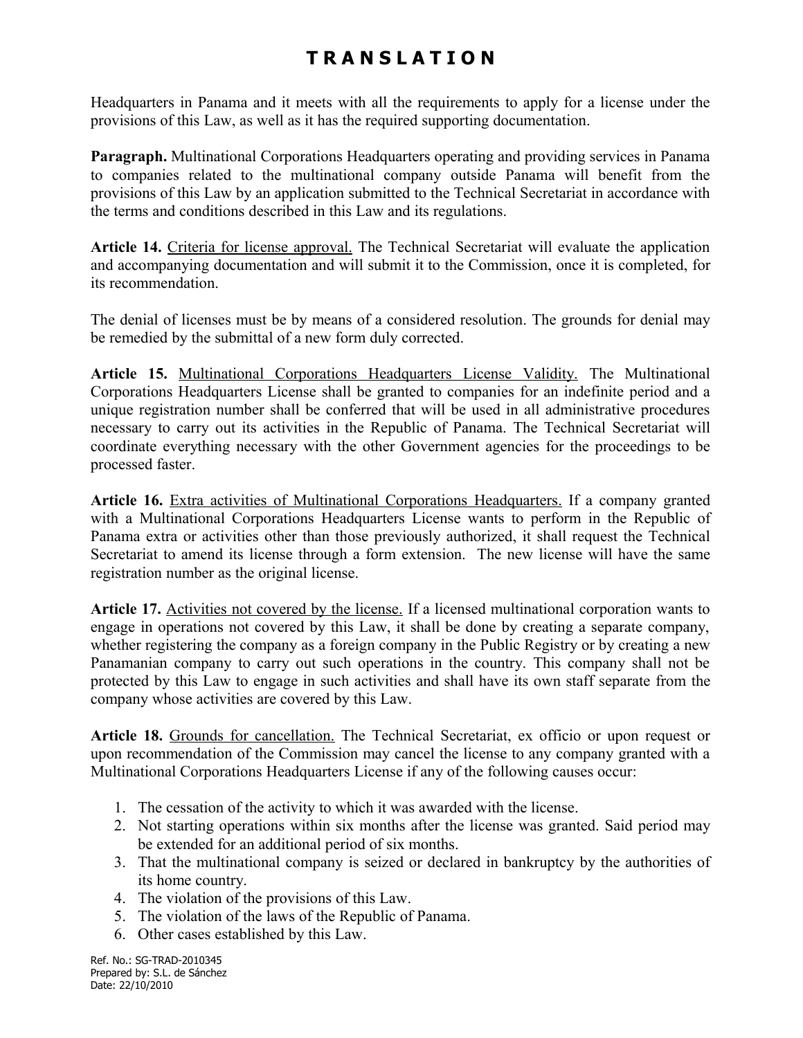# T R A N S L A T I O N

Headquarters in Panama and it meets with all the requirements to apply for a license under the provisions of this Law, as well as it has the required supporting documentation.

**Paragraph.** Multinational Corporations Headquarters operating and providing services in Panama to companies related to the multinational company outside Panama will benefit from the provisions of this Law by an application submitted to the Technical Secretariat in accordance with the terms and conditions described in this Law and its regulations.

**Article 14.** <u>Criteria for license approval.</u> The Technical Secretariat will evaluate the application and accompanying documentation and will submit it to the Commission, once it is completed, for its recommendation.

The denial of licenses must be by means of a considered resolution. The grounds for denial may be remedied by the submittal of a new form duly corrected.

**Article 15.** <u>Multinational Corporations Headquarters License Validity.</u> The Multinational Corporations Headquarters License shall be granted to companies for an indefinite period and a unique registration number shall be conferred that will be used in all administrative procedures necessary to carry out its activities in the Republic of Panama. The Technical Secretariat will coordinate everything necessary with the other Government agencies for the proceedings to be processed faster.

**Article 16.** <u>Extra activities of Multinational Corporations Headquarters.</u> If a company granted with a Multinational Corporations Headquarters License wants to perform in the Republic of Panama extra or activities other than those previously authorized, it shall request the Technical Secretariat to amend its license through a form extension. The new license will have the same registration number as the original license.

**Article 17.** <u>Activities not covered by the license.</u> If a licensed multinational corporation wants to engage in operations not covered by this Law, it shall be done by creating a separate company, whether registering the company as a foreign company in the Public Registry or by creating a new Panamanian company to carry out such operations in the country. This company shall not be protected by this Law to engage in such activities and shall have its own staff separate from the company whose activities are covered by this Law.

**Article 18.** <u>Grounds for cancellation.</u> The Technical Secretariat, ex officio or upon request or upon recommendation of the Commission may cancel the license to any company granted with a Multinational Corporations Headquarters License if any of the following causes occur:

1. The cessation of the activity to which it was awarded with the license.
2. Not starting operations within six months after the license was granted. Said period may be extended for an additional period of six months.
3. That the multinational company is seized or declared in bankruptcy by the authorities of its home country.
4. The violation of the provisions of this Law.
5. The violation of the laws of the Republic of Panama.
6. Other cases established by this Law.

Ref. No.: SG-TRAD-2010345
Prepared by: S.L. de Sánchez
Date: 22/10/2010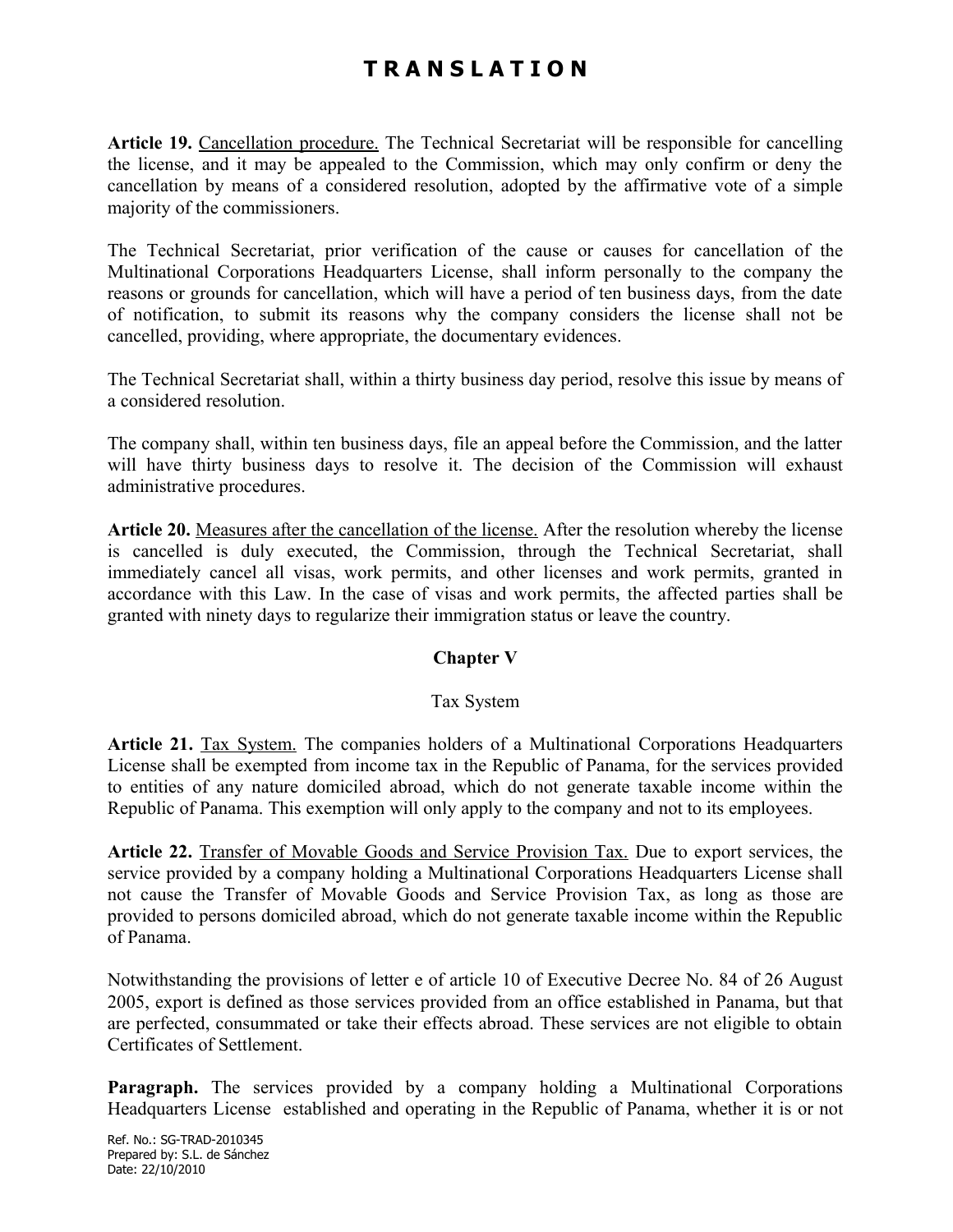**Article 19.** Cancellation procedure. The Technical Secretariat will be responsible for cancelling the license, and it may be appealed to the Commission, which may only confirm or deny the cancellation by means of a considered resolution, adopted by the affirmative vote of a simple majority of the commissioners.

The Technical Secretariat, prior verification of the cause or causes for cancellation of the Multinational Corporations Headquarters License, shall inform personally to the company the reasons or grounds for cancellation, which will have a period of ten business days, from the date of notification, to submit its reasons why the company considers the license shall not be cancelled, providing, where appropriate, the documentary evidences.

The Technical Secretariat shall, within a thirty business day period, resolve this issue by means of a considered resolution.

The company shall, within ten business days, file an appeal before the Commission, and the latter will have thirty business days to resolve it. The decision of the Commission will exhaust administrative procedures.

**Article 20.** Measures after the cancellation of the license. After the resolution whereby the license is cancelled is duly executed, the Commission, through the Technical Secretariat, shall immediately cancel all visas, work permits, and other licenses and work permits, granted in accordance with this Law. In the case of visas and work permits, the affected parties shall be granted with ninety days to regularize their immigration status or leave the country.

## Chapter V

Tax System

**Article 21.** Tax System. The companies holders of a Multinational Corporations Headquarters License shall be exempted from income tax in the Republic of Panama, for the services provided to entities of any nature domiciled abroad, which do not generate taxable income within the Republic of Panama. This exemption will only apply to the company and not to its employees.

**Article 22.** Transfer of Movable Goods and Service Provision Tax. Due to export services, the service provided by a company holding a Multinational Corporations Headquarters License shall not cause the Transfer of Movable Goods and Service Provision Tax, as long as those are provided to persons domiciled abroad, which do not generate taxable income within the Republic of Panama.

Notwithstanding the provisions of letter e of article 10 of Executive Decree No. 84 of 26 August 2005, export is defined as those services provided from an office established in Panama, but that are perfected, consummated or take their effects abroad. These services are not eligible to obtain Certificates of Settlement.

**Paragraph.** The services provided by a company holding a Multinational Corporations Headquarters License established and operating in the Republic of Panama, whether it is or not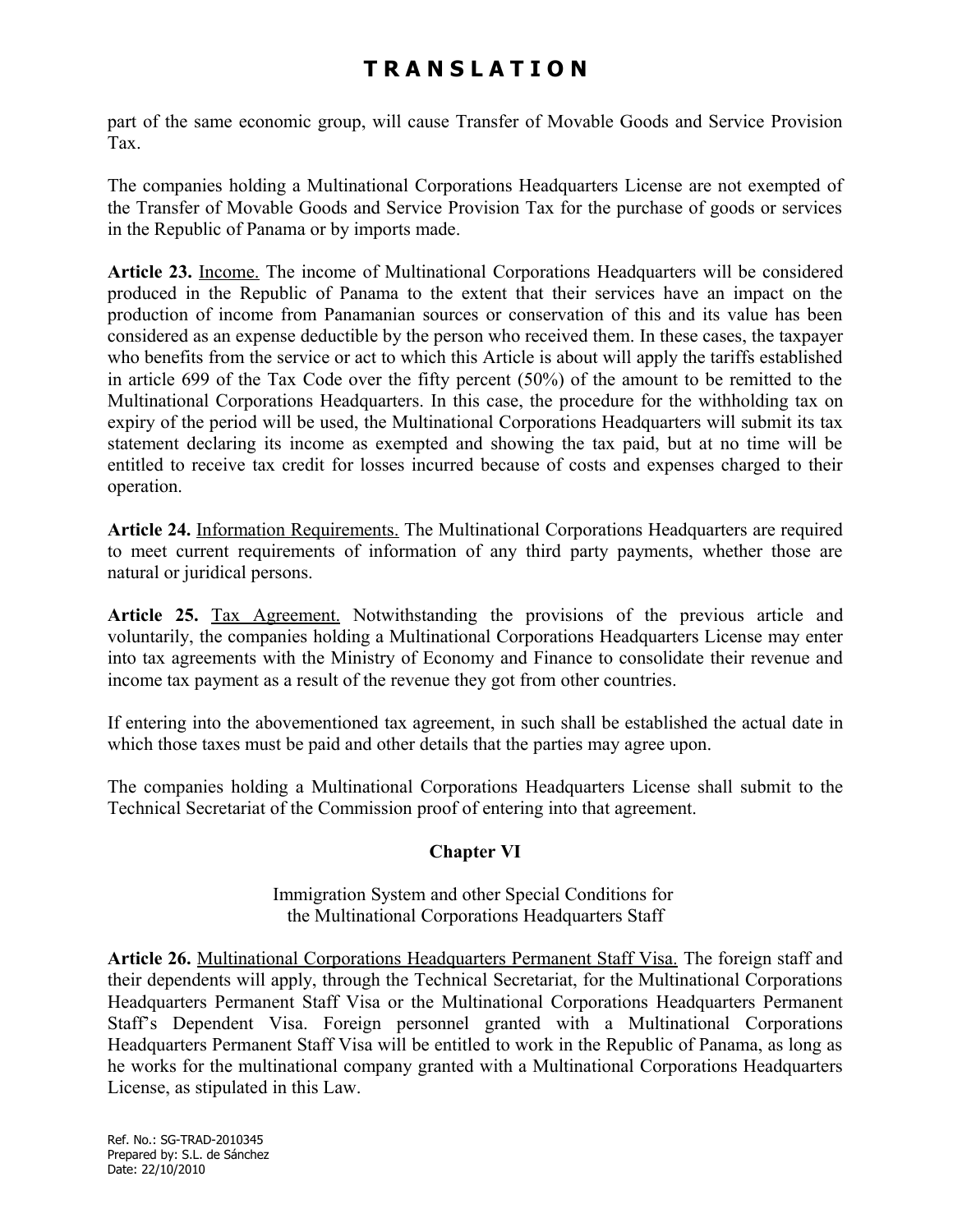part of the same economic group, will cause Transfer of Movable Goods and Service Provision Tax.

The companies holding a Multinational Corporations Headquarters License are not exempted of the Transfer of Movable Goods and Service Provision Tax for the purchase of goods or services in the Republic of Panama or by imports made.

**Article 23.** Income. The income of Multinational Corporations Headquarters will be considered produced in the Republic of Panama to the extent that their services have an impact on the production of income from Panamanian sources or conservation of this and its value has been considered as an expense deductible by the person who received them. In these cases, the taxpayer who benefits from the service or act to which this Article is about will apply the tariffs established in article 699 of the Tax Code over the fifty percent (50%) of the amount to be remitted to the Multinational Corporations Headquarters. In this case, the procedure for the withholding tax on expiry of the period will be used, the Multinational Corporations Headquarters will submit its tax statement declaring its income as exempted and showing the tax paid, but at no time will be entitled to receive tax credit for losses incurred because of costs and expenses charged to their operation.

**Article 24.** Information Requirements. The Multinational Corporations Headquarters are required to meet current requirements of information of any third party payments, whether those are natural or juridical persons.

**Article 25.** Tax Agreement. Notwithstanding the provisions of the previous article and voluntarily, the companies holding a Multinational Corporations Headquarters License may enter into tax agreements with the Ministry of Economy and Finance to consolidate their revenue and income tax payment as a result of the revenue they got from other countries.

If entering into the abovementioned tax agreement, in such shall be established the actual date in which those taxes must be paid and other details that the parties may agree upon.

The companies holding a Multinational Corporations Headquarters License shall submit to the Technical Secretariat of the Commission proof of entering into that agreement.

## Chapter VI

Immigration System and other Special Conditions for the Multinational Corporations Headquarters Staff

**Article 26.** Multinational Corporations Headquarters Permanent Staff Visa. The foreign staff and their dependents will apply, through the Technical Secretariat, for the Multinational Corporations Headquarters Permanent Staff Visa or the Multinational Corporations Headquarters Permanent Staff's Dependent Visa. Foreign personnel granted with a Multinational Corporations Headquarters Permanent Staff Visa will be entitled to work in the Republic of Panama, as long as he works for the multinational company granted with a Multinational Corporations Headquarters License, as stipulated in this Law.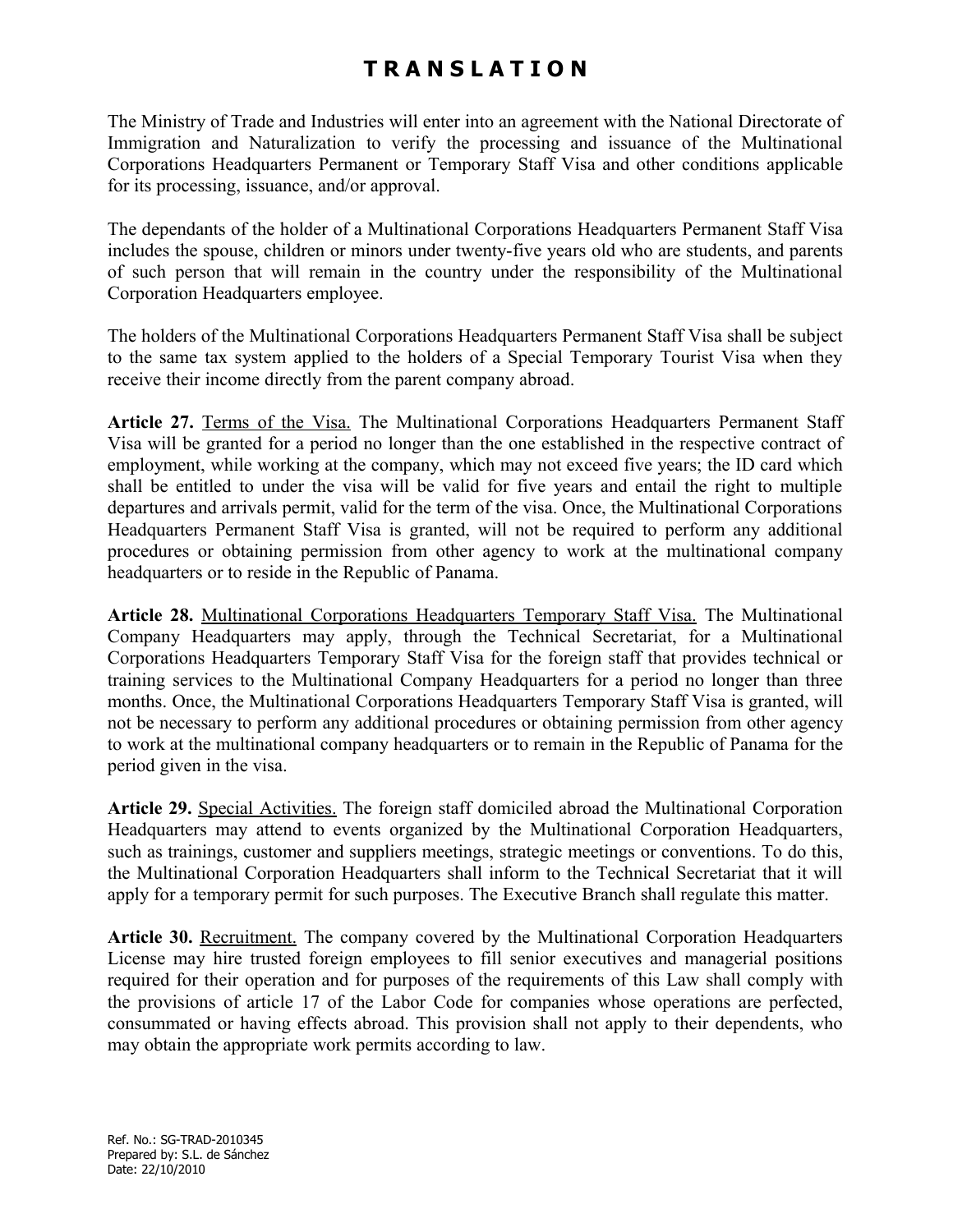# TRANSLATION

The Ministry of Trade and Industries will enter into an agreement with the National Directorate of Immigration and Naturalization to verify the processing and issuance of the Multinational Corporations Headquarters Permanent or Temporary Staff Visa and other conditions applicable for its processing, issuance, and/or approval.

The dependants of the holder of a Multinational Corporations Headquarters Permanent Staff Visa includes the spouse, children or minors under twenty-five years old who are students, and parents of such person that will remain in the country under the responsibility of the Multinational Corporation Headquarters employee.

The holders of the Multinational Corporations Headquarters Permanent Staff Visa shall be subject to the same tax system applied to the holders of a Special Temporary Tourist Visa when they receive their income directly from the parent company abroad.

**Article 27.** Terms of the Visa. The Multinational Corporations Headquarters Permanent Staff Visa will be granted for a period no longer than the one established in the respective contract of employment, while working at the company, which may not exceed five years; the ID card which shall be entitled to under the visa will be valid for five years and entail the right to multiple departures and arrivals permit, valid for the term of the visa. Once, the Multinational Corporations Headquarters Permanent Staff Visa is granted, will not be required to perform any additional procedures or obtaining permission from other agency to work at the multinational company headquarters or to reside in the Republic of Panama.

**Article 28.** Multinational Corporations Headquarters Temporary Staff Visa. The Multinational Company Headquarters may apply, through the Technical Secretariat, for a Multinational Corporations Headquarters Temporary Staff Visa for the foreign staff that provides technical or training services to the Multinational Company Headquarters for a period no longer than three months. Once, the Multinational Corporations Headquarters Temporary Staff Visa is granted, will not be necessary to perform any additional procedures or obtaining permission from other agency to work at the multinational company headquarters or to remain in the Republic of Panama for the period given in the visa.

**Article 29.** Special Activities. The foreign staff domiciled abroad the Multinational Corporation Headquarters may attend to events organized by the Multinational Corporation Headquarters, such as trainings, customer and suppliers meetings, strategic meetings or conventions. To do this, the Multinational Corporation Headquarters shall inform to the Technical Secretariat that it will apply for a temporary permit for such purposes. The Executive Branch shall regulate this matter.

**Article 30.** Recruitment. The company covered by the Multinational Corporation Headquarters License may hire trusted foreign employees to fill senior executives and managerial positions required for their operation and for purposes of the requirements of this Law shall comply with the provisions of article 17 of the Labor Code for companies whose operations are perfected, consummated or having effects abroad. This provision shall not apply to their dependents, who may obtain the appropriate work permits according to law.

Ref. No.: SG-TRAD-2010345
Prepared by: S.L. de Sánchez
Date: 22/10/2010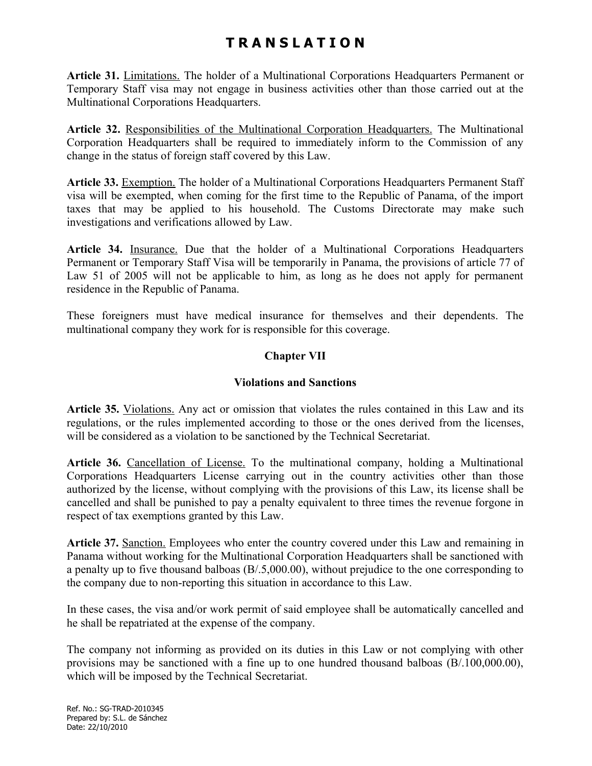# T R A N S L A T I O N

**Article 31.** Limitations. The holder of a Multinational Corporations Headquarters Permanent or Temporary Staff visa may not engage in business activities other than those carried out at the Multinational Corporations Headquarters.

**Article 32.** Responsibilities of the Multinational Corporation Headquarters. The Multinational Corporation Headquarters shall be required to immediately inform to the Commission of any change in the status of foreign staff covered by this Law.

**Article 33.** Exemption. The holder of a Multinational Corporations Headquarters Permanent Staff visa will be exempted, when coming for the first time to the Republic of Panama, of the import taxes that may be applied to his household. The Customs Directorate may make such investigations and verifications allowed by Law.

**Article 34.** Insurance. Due that the holder of a Multinational Corporations Headquarters Permanent or Temporary Staff Visa will be temporarily in Panama, the provisions of article 77 of Law 51 of 2005 will not be applicable to him, as long as he does not apply for permanent residence in the Republic of Panama.

These foreigners must have medical insurance for themselves and their dependents. The multinational company they work for is responsible for this coverage.

## Chapter VII

## Violations and Sanctions

**Article 35.** Violations. Any act or omission that violates the rules contained in this Law and its regulations, or the rules implemented according to those or the ones derived from the licenses, will be considered as a violation to be sanctioned by the Technical Secretariat.

**Article 36.** Cancellation of License. To the multinational company, holding a Multinational Corporations Headquarters License carrying out in the country activities other than those authorized by the license, without complying with the provisions of this Law, its license shall be cancelled and shall be punished to pay a penalty equivalent to three times the revenue forgone in respect of tax exemptions granted by this Law.

**Article 37.** Sanction. Employees who enter the country covered under this Law and remaining in Panama without working for the Multinational Corporation Headquarters shall be sanctioned with a penalty up to five thousand balboas (B/.5,000.00), without prejudice to the one corresponding to the company due to non-reporting this situation in accordance to this Law.

In these cases, the visa and/or work permit of said employee shall be automatically cancelled and he shall be repatriated at the expense of the company.

The company not informing as provided on its duties in this Law or not complying with other provisions may be sanctioned with a fine up to one hundred thousand balboas (B/.100,000.00), which will be imposed by the Technical Secretariat.

Ref. No.: SG-TRAD-2010345
Prepared by: S.L. de Sánchez
Date: 22/10/2010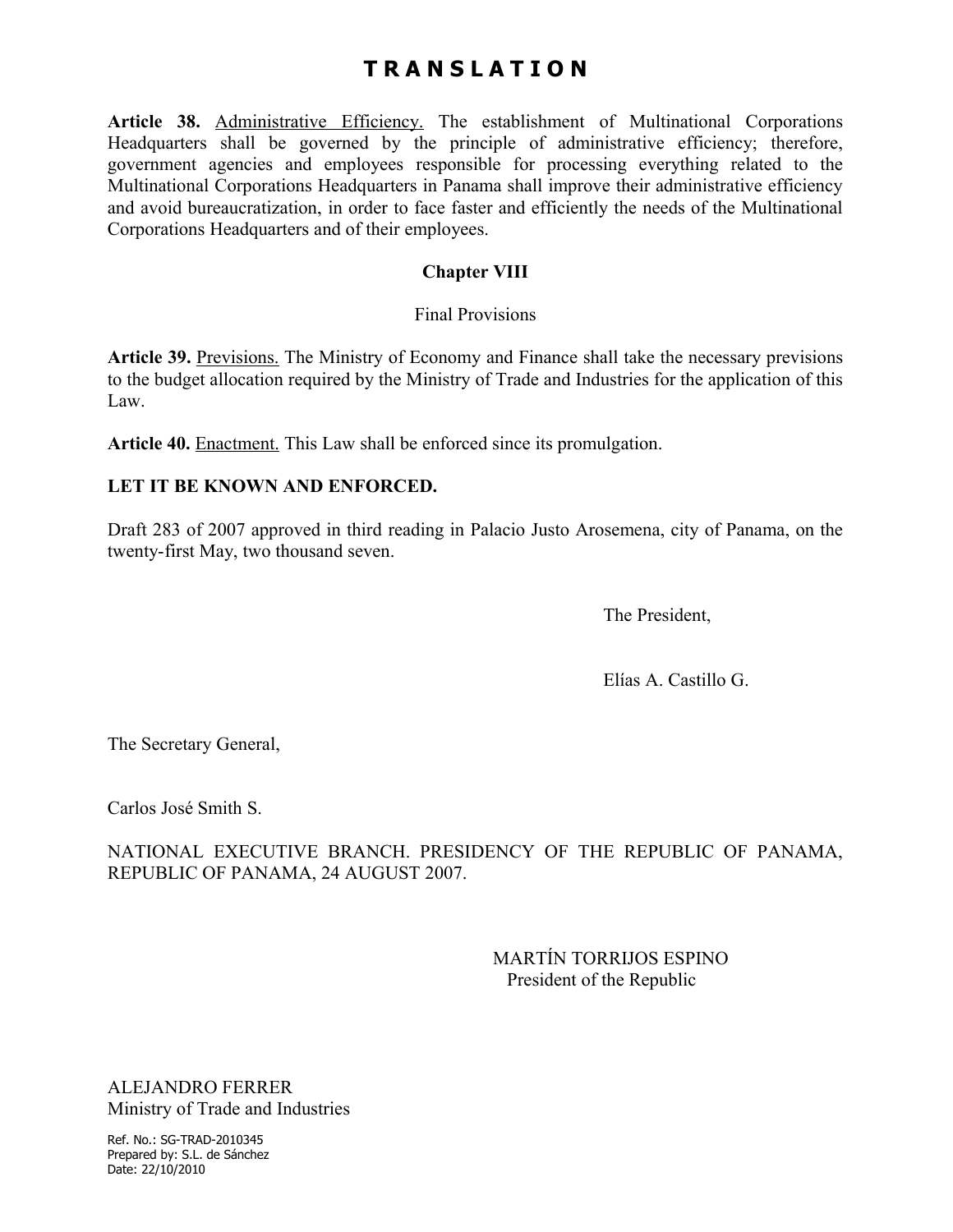# T R A N S L A T I O N

**Article 38.** Administrative Efficiency. The establishment of Multinational Corporations Headquarters shall be governed by the principle of administrative efficiency; therefore, government agencies and employees responsible for processing everything related to the Multinational Corporations Headquarters in Panama shall improve their administrative efficiency and avoid bureaucratization, in order to face faster and efficiently the needs of the Multinational Corporations Headquarters and of their employees.

## Chapter VIII

Final Provisions

**Article 39.** Previsions. The Ministry of Economy and Finance shall take the necessary previsions to the budget allocation required by the Ministry of Trade and Industries for the application of this Law.

**Article 40.** Enactment. This Law shall be enforced since its promulgation.

**LET IT BE KNOWN AND ENFORCED.**

Draft 283 of 2007 approved in third reading in Palacio Justo Arosemena, city of Panama, on the twenty-first May, two thousand seven.

The President,

Elías A. Castillo G.

The Secretary General,

Carlos José Smith S.

NATIONAL EXECUTIVE BRANCH. PRESIDENCY OF THE REPUBLIC OF PANAMA, REPUBLIC OF PANAMA, 24 AUGUST 2007.

MARTÍN TORRIJOS ESPINO
President of the Republic

ALEJANDRO FERRER
Ministry of Trade and Industries

Ref. No.: SG-TRAD-2010345
Prepared by: S.L. de Sánchez
Date: 22/10/2010